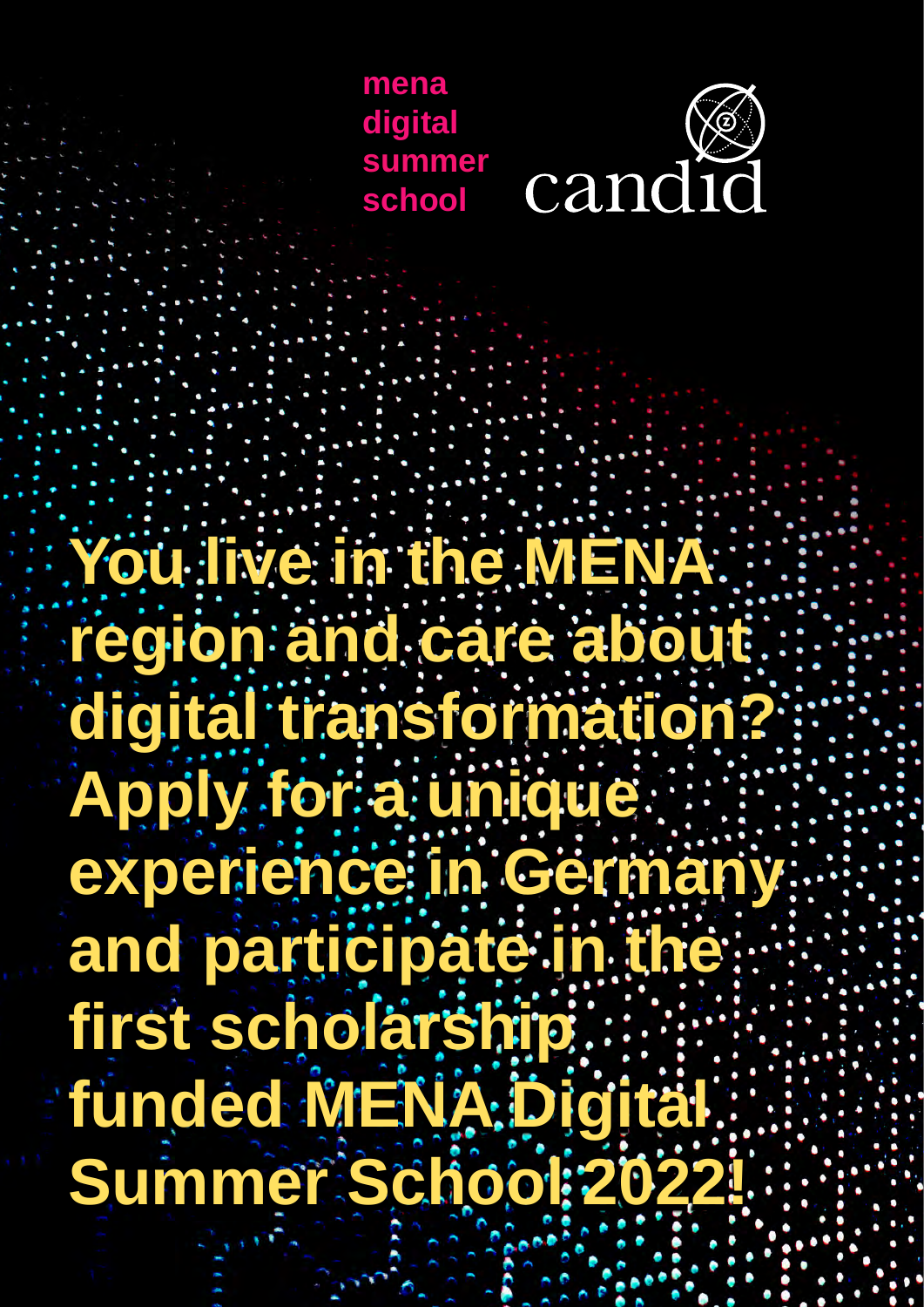mena digital summer school

candid

# You live in the MENA region and care about digital transformation? Apply for a unique experience in Germany and participate in the first scholarship funded MENA Digital Summer School 2022!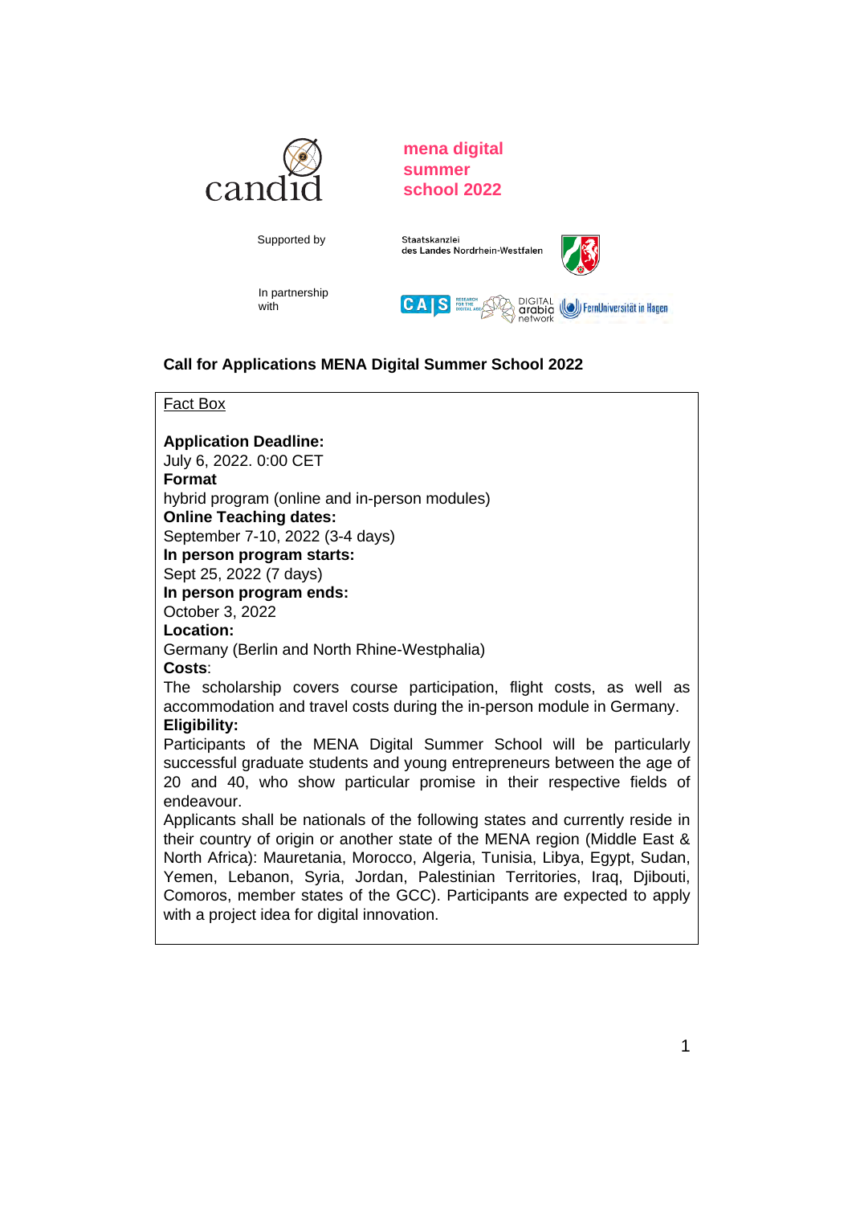candid

**mena digital summer school 2022**

Supported by

Staatskanzlei des Landes Nordrhein-Westfalen

In partnership with

CAIS Research for the Digital Age · Digital Arabic Network · FernUniversität in Hagen

**Call for Applications MENA Digital Summer School 2022**

Fact Box

**Application Deadline:**
July 6, 2022. 0:00 CET
**Format**
hybrid program (online and in-person modules)
**Online Teaching dates:**
September 7-10, 2022 (3-4 days)
**In person program starts:**
Sept 25, 2022 (7 days)
**In person program ends:**
October 3, 2022
**Location:**
Germany (Berlin and North Rhine-Westphalia)
**Costs**:
The scholarship covers course participation, flight costs, as well as accommodation and travel costs during the in-person module in Germany.
**Eligibility:**
Participants of the MENA Digital Summer School will be particularly successful graduate students and young entrepreneurs between the age of 20 and 40, who show particular promise in their respective fields of endeavour.
Applicants shall be nationals of the following states and currently reside in their country of origin or another state of the MENA region (Middle East & North Africa): Mauretania, Morocco, Algeria, Tunisia, Libya, Egypt, Sudan, Yemen, Lebanon, Syria, Jordan, Palestinian Territories, Iraq, Djibouti, Comoros, member states of the GCC). Participants are expected to apply with a project idea for digital innovation.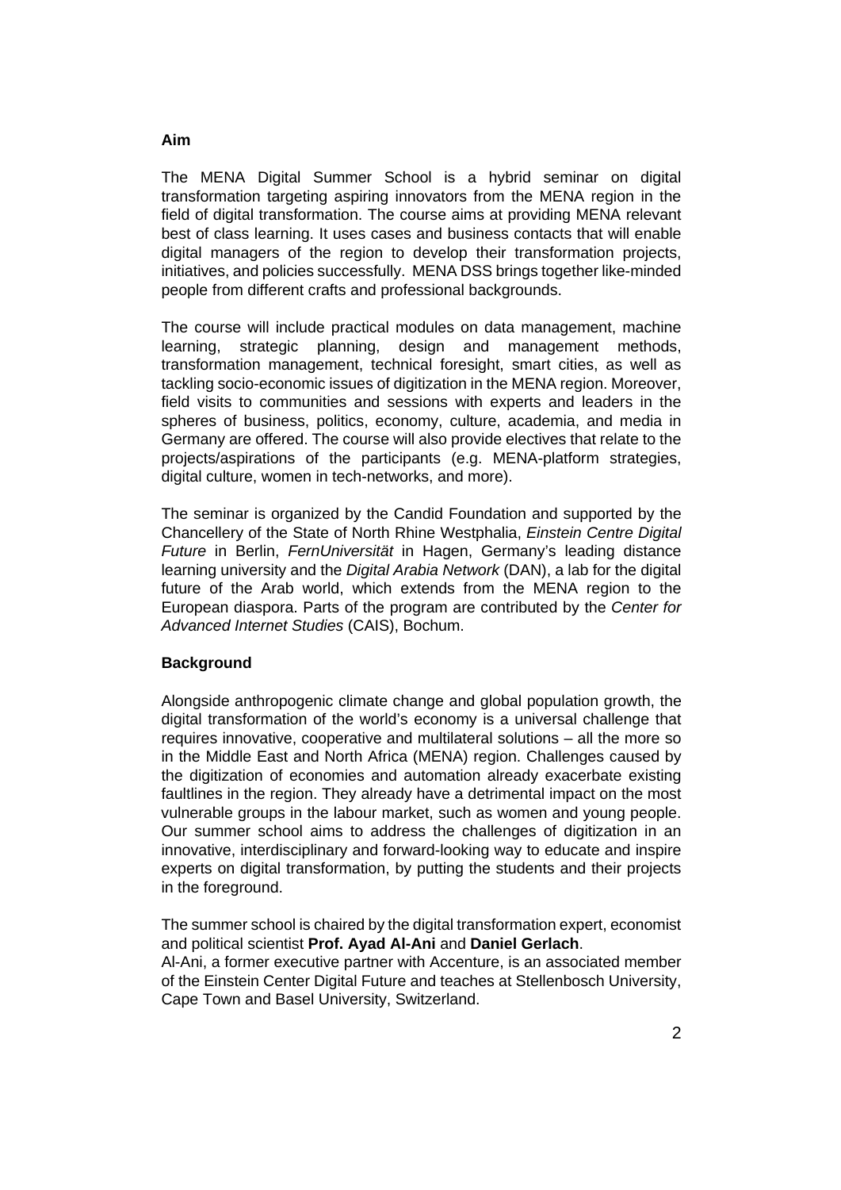**Aim**

The MENA Digital Summer School is a hybrid seminar on digital transformation targeting aspiring innovators from the MENA region in the field of digital transformation. The course aims at providing MENA relevant best of class learning. It uses cases and business contacts that will enable digital managers of the region to develop their transformation projects, initiatives, and policies successfully. MENA DSS brings together like-minded people from different crafts and professional backgrounds.

The course will include practical modules on data management, machine learning, strategic planning, design and management methods, transformation management, technical foresight, smart cities, as well as tackling socio-economic issues of digitization in the MENA region. Moreover, field visits to communities and sessions with experts and leaders in the spheres of business, politics, economy, culture, academia, and media in Germany are offered. The course will also provide electives that relate to the projects/aspirations of the participants (e.g. MENA-platform strategies, digital culture, women in tech-networks, and more).

The seminar is organized by the Candid Foundation and supported by the Chancellery of the State of North Rhine Westphalia, *Einstein Centre Digital Future* in Berlin, *FernUniversität* in Hagen, Germany's leading distance learning university and the *Digital Arabia Network* (DAN), a lab for the digital future of the Arab world, which extends from the MENA region to the European diaspora. Parts of the program are contributed by the *Center for Advanced Internet Studies* (CAIS), Bochum.

**Background**

Alongside anthropogenic climate change and global population growth, the digital transformation of the world's economy is a universal challenge that requires innovative, cooperative and multilateral solutions – all the more so in the Middle East and North Africa (MENA) region. Challenges caused by the digitization of economies and automation already exacerbate existing faultlines in the region. They already have a detrimental impact on the most vulnerable groups in the labour market, such as women and young people. Our summer school aims to address the challenges of digitization in an innovative, interdisciplinary and forward-looking way to educate and inspire experts on digital transformation, by putting the students and their projects in the foreground.

The summer school is chaired by the digital transformation expert, economist and political scientist **Prof. Ayad Al-Ani** and **Daniel Gerlach**.
Al-Ani, a former executive partner with Accenture, is an associated member of the Einstein Center Digital Future and teaches at Stellenbosch University, Cape Town and Basel University, Switzerland.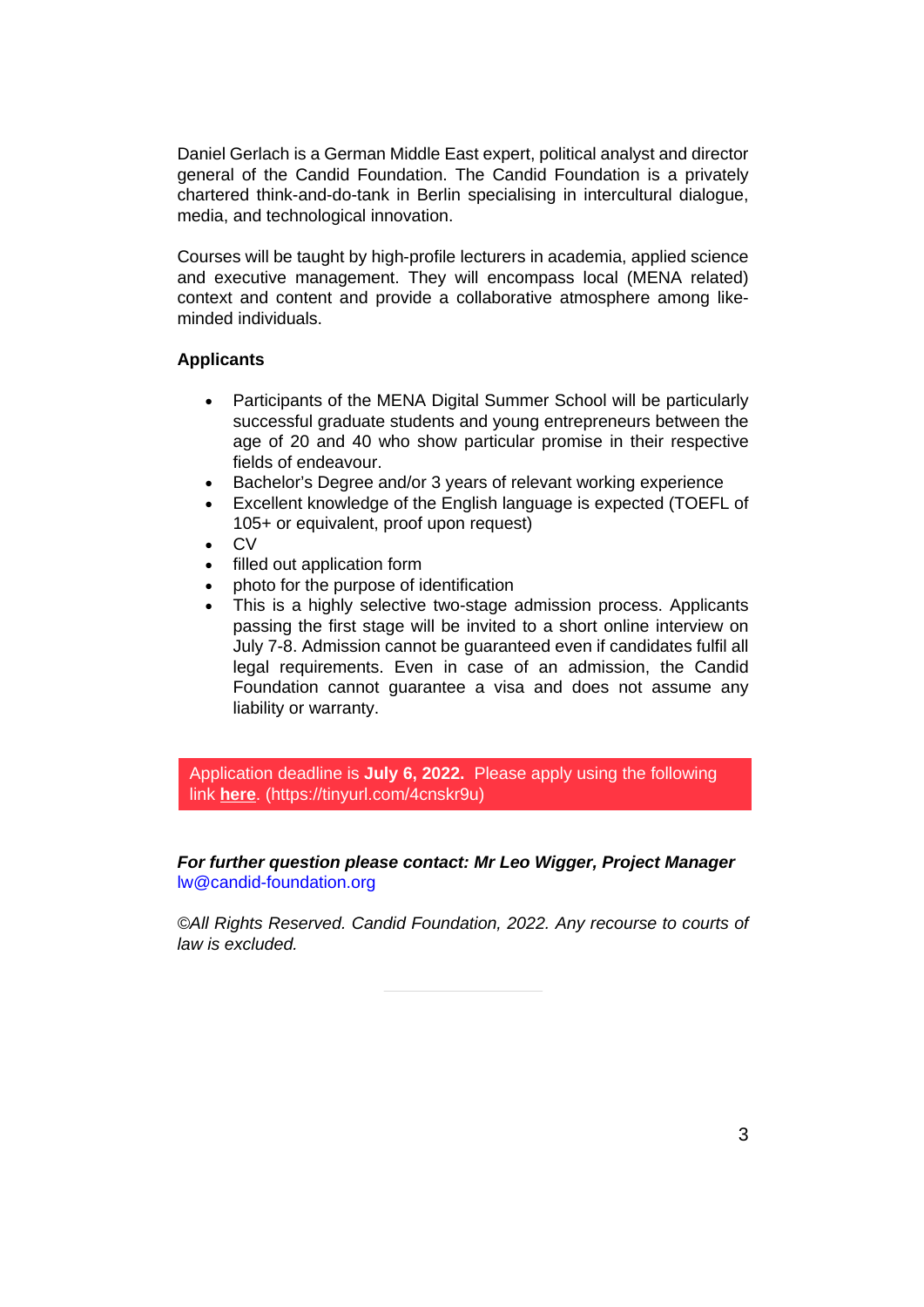Daniel Gerlach is a German Middle East expert, political analyst and director general of the Candid Foundation. The Candid Foundation is a privately chartered think-and-do-tank in Berlin specialising in intercultural dialogue, media, and technological innovation.

Courses will be taught by high-profile lecturers in academia, applied science and executive management. They will encompass local (MENA related) context and content and provide a collaborative atmosphere among like-minded individuals.

**Applicants**

- Participants of the MENA Digital Summer School will be particularly successful graduate students and young entrepreneurs between the age of 20 and 40 who show particular promise in their respective fields of endeavour.
- Bachelor's Degree and/or 3 years of relevant working experience
- Excellent knowledge of the English language is expected (TOEFL of 105+ or equivalent, proof upon request)
- CV
- filled out application form
- photo for the purpose of identification
- This is a highly selective two-stage admission process. Applicants passing the first stage will be invited to a short online interview on July 7-8. Admission cannot be guaranteed even if candidates fulfil all legal requirements. Even in case of an admission, the Candid Foundation cannot guarantee a visa and does not assume any liability or warranty.

Application deadline is **July 6, 2022**. Please apply using the following link **here**. (https://tinyurl.com/4cnskr9u)

***For further question please contact: Mr Leo Wigger, Project Manager***
lw@candid-foundation.org

*©All Rights Reserved. Candid Foundation, 2022. Any recourse to courts of law is excluded.*